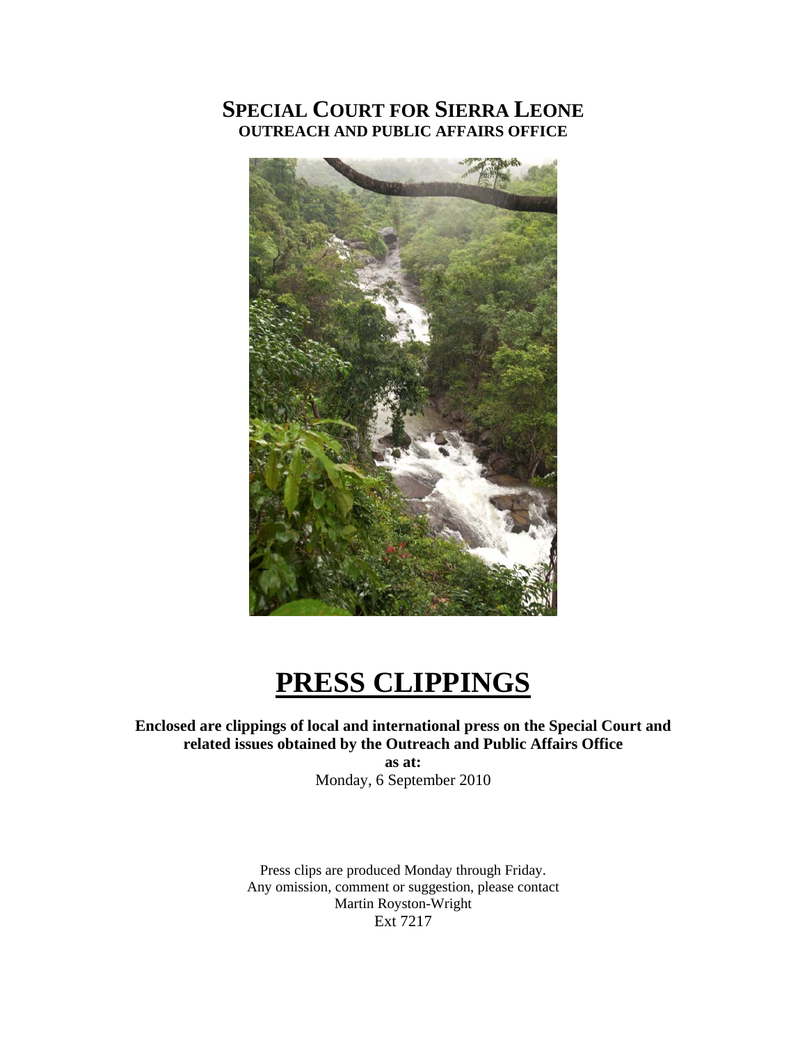# SPECIAL COURT FOR SIERRA LEONE
## OUTREACH AND PUBLIC AFFAIRS OFFICE

# PRESS CLIPPINGS

**Enclosed are clippings of local and international press on the Special Court and related issues obtained by the Outreach and Public Affairs Office**

**as at:**

Monday, 6 September 2010

Press clips are produced Monday through Friday.
Any omission, comment or suggestion, please contact
Martin Royston-Wright
Ext 7217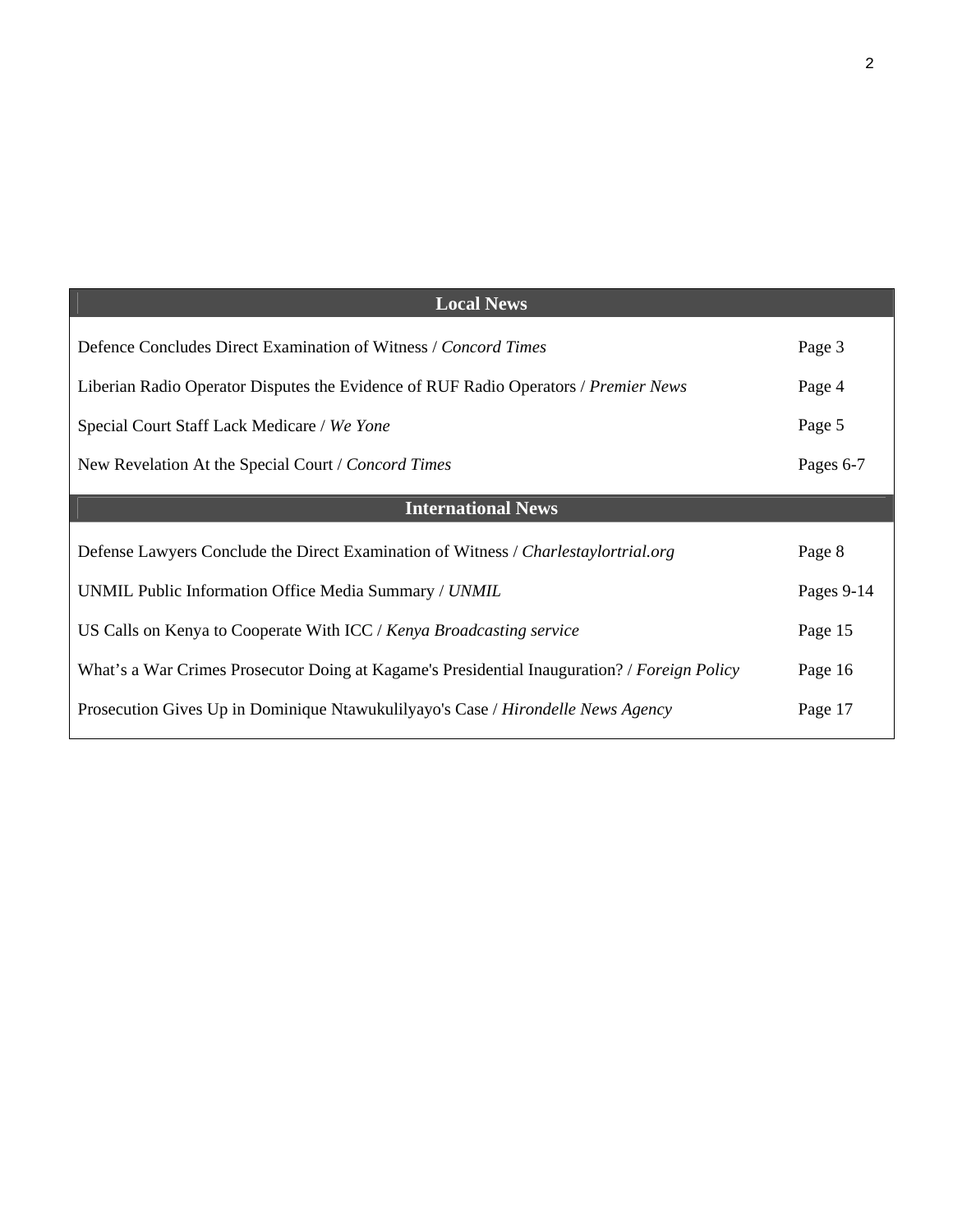| Local News | |
|---|---|
| Defence Concludes Direct Examination of Witness / *Concord Times* | Page 3 |
| Liberian Radio Operator Disputes the Evidence of RUF Radio Operators / *Premier News* | Page 4 |
| Special Court Staff Lack Medicare / *We Yone* | Page 5 |
| New Revelation At the Special Court / *Concord Times* | Pages 6-7 |
| **International News** | |
| Defense Lawyers Conclude the Direct Examination of Witness / *Charlestaylortrial.org* | Page 8 |
| UNMIL Public Information Office Media Summary / *UNMIL* | Pages 9-14 |
| US Calls on Kenya to Cooperate With ICC / *Kenya Broadcasting service* | Page 15 |
| What's a War Crimes Prosecutor Doing at Kagame's Presidential Inauguration? / *Foreign Policy* | Page 16 |
| Prosecution Gives Up in Dominique Ntawukulilyayo's Case / *Hirondelle News Agency* | Page 17 |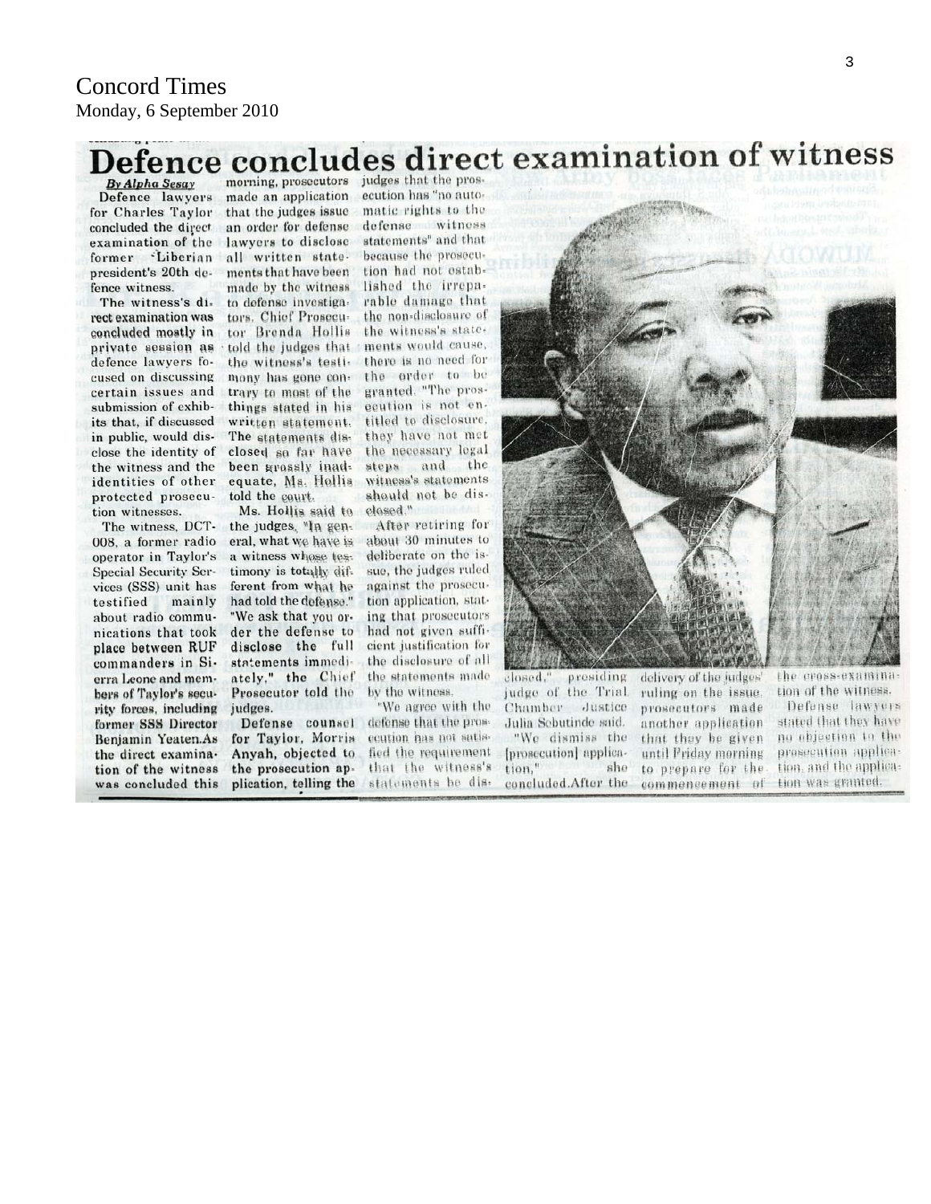Concord Times
Monday, 6 September 2010

# Defence concludes direct examination of witness

**By Alpha Sesay**

Defence lawyers for Charles Taylor concluded the direct examination of the former Liberian president's 20th defence witness.

The witness's direct examination was concluded mostly in private session as defence lawyers focused on discussing certain issues and submission of exhibits that, if discussed in public, would disclose the identity of the witness and the identities of other protected prosecution witnesses.

The witness, DCT-008, a former radio operator in Taylor's Special Security Services (SSS) unit has testified mainly about radio communications that took place between RUF commanders in Sierra Leone and members of Taylor's security forces, including former SSS Director Benjamin Yeaten.As the direct examination of the witness was concluded this morning, prosecutors made an application that the judges issue an order for defense lawyers to disclose all written statements that have been made by the witness to defense investigators. Chief Prosecutor Brenda Hollis told the judges that the witness's testimony has gone contrary to most of the things stated in his written statement. The statements disclosed so far have been grossly inadequate, Ms. Hollis told the court.

Ms. Hollis said to the judges, "In general, what we have is a witness whose testimony is totally different from what he had told the defense." "We ask that you order the defense to disclose the full statements immediately," the Chief Prosecutor told the judges.

Defense counsel for Taylor, Morris Anyah, objected to the prosecution application, telling the judges that the prosecution has "no automatic rights to the defense witness statements" and that because the prosecution had not established the irreparable damage that the non-disclosure of the witness's statements would cause, there is no need for the order to be granted. "The prosecution is not entitled to disclosure, they have not met the necessary legal steps and the witness's statements should not be disclosed."

After retiring for about 30 minutes to deliberate on the issue, the judges ruled against the prosecution application, stating that prosecutors had not given sufficient justification for the disclosure of all the statements made by the witness.

"We agree with the defense that the prosecution has not satisfied the requirement that the witness's statements be disclosed," presiding judge of the Trial Chamber Justice Julia Sebutinde said.

"We dismiss the [prosecution] application," she concluded.After the delivery of the judges' ruling on the issue, prosecutors made another application that they be given until Friday morning to prepare for the commencement of the cross-examination of the witness.

Defense lawyers stated that they have no objection to the prosecution application, and the application was granted.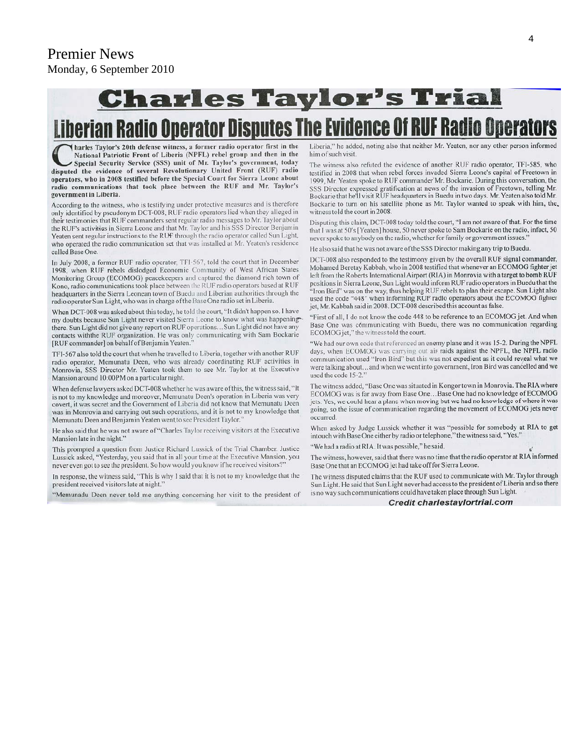Premier News
Monday, 6 September 2010

# Charles Taylor's Trial

## Liberian Radio Operator Disputes The Evidence Of RUF Radio Operators

**Charles Taylor's 20th defense witness, a former radio operator first in the National Patriotic Front of Liberia (NPFL) rebel group and then in the Special Security Service (SSS) unit of Mr. Taylor's government, today disputed the evidence of several Revolutionary United Front (RUF) radio operators, who in 2008 testified before the Special Court for Sierra Leone about radio communications that took place between the RUF and Mr. Taylor's government in Liberia.**

According to the witness, who is testifying under protective measures and is therefore only identified by pseudonym DCT-008, RUF radio operators lied when they alleged in their testimonies that RUF commanders sent regular radio messages to Mr. Taylor about the RUF's activities in Sierra Leone and that Mr. Taylor and his SSS Director Benjamin Yeaten sent regular instructions to the RUF through the radio operator called Sun Light, who operated the radio communication set that was installed at Mr. Yeaten's residence called Base One.

In July 2008, a former RUF radio operator, TF1-567, told the court that in December 1998, when RUF rebels dislodged Economic Community of West African States Monitoring Group (ECOMOG) peacekeepers and captured the diamond rich town of Kono, radio communications took place between the RUF radio operators based at RUF headquarters in the Sierra Leonean town of Buedu and Liberian authorities through the radio operator Sun Light, who was in charge of the Base One radio set in Liberia.

When DCT-008 was asked about this today, he told the court, "It didn't happen so. I have my doubts because Sun Light never visited Sierra Leone to know what was happening there. Sun Light did not give any report on RUF operations…Sun Light did not have any contacts withthe RUF organization. He was only communicating with Sam Bockarie [RUF commander] on behalf of Benjamin Yeaten."

TF1-567 also told the court that when he travelled to Liberia, together with another RUF radio operator, Memunatu Deen, who was already coordinating RUF activities in Monrovia, SSS Director Mr. Yeaten took them to see Mr. Taylor at the Executive Mansion around 10:00PM on a particular night.

When defense lawyers asked DCT-008 whether he was aware of this, the witness said, "It is not to my knowledge and moreover, Memunatu Deen's operation in Liberia was very covert, it was secret and the Government of Liberia did not know that Memunatu Deen was in Monrovia and carrying out such operations, and it is not to my knowledge that Memunatu Deen and Benjamin Yeaten went to see President Taylor."

He also said that he was not aware of "Charles Taylor receiving visitors at the Executive Mansion late in the night."

This prompted a question from Justice Richard Lussick of the Trial Chamber. Justice Lussick asked, "Yesterday, you said that in all your time at the Executive Mansion, you never even got to see the president. So how would you know if he received visitors?"

In response, the witness said, "This is why I said that it is not to my knowledge that the president received visitors late at night."

"Memunadu Deen never told me anything concerning her visit to the president of Liberia," he added, noting also that neither Mr. Yeaten, nor any other person informed him of such visit.

The witness also refuted the evidence of another RUF radio operator, TF1-585, who testified in 2008 that when rebel forces invaded Sierra Leone's capital of Freetown in 1999, Mr. Yeaten spoke to RUF commander Mr. Bockarie. During this conversation, the SSS Director expressed gratification at news of the invasion of Freetown, telling Mr. Bockarie that he'll visit RUF headquarters in Buedu in two days. Mr. Yeaten also told Mr. Bockarie to turn on his satellite phone as Mr. Taylor wanted to speak with him, the witness told the court in 2008.

Disputing this claim, DCT-008 today told the court, "I am not aware of that. For the time that I was at 50's [Yeaten] house, 50 never spoke to Sam Bockarie on the radio, infact, 50 never spoke to anybody on the radio, whether for family or government issues."

He also said that he was not aware of the SSS Director making any trip to Buedu.

DCT-008 also responded to the testimony given by the overall RUF signal commander, Mohamed Beretay Kabbah, who in 2008 testified that whenever an ECOMOG fighter jet left from the Roberts International Airport (RIA) in Monrovia with a target to bomb RUF positions in Sierra Leone, Sun Light would inform RUF radio operators in Buedu that the "Iron Bird" was on the way, thus helping RUF rebels to plan their escape. Sun Light also used the code "448" when informing RUF radio operators about the ECOMOG fighter jet, Mr. Kabbah said in 2008. DCT-008 described this account as false.

"First of all, I do not know the code 448 to be reference to an ECOMOG jet. And when Base One was communicating with Buedu, there was no communication regarding ECOMOG jet," the witness told the court.

"We had our own code that referenced an enemy plane and it was 15-2. During the NPFL days, when ECOMOG was carrying out air raids against the NPFL, the NPFL radio communication used "Iron Bird" but this was not expedient as it could reveal what we were talking about…and when we went into government, Iron Bird was cancelled and we used the code 15-2."

The witness added, "Base One was situated in Kongertown in Monrovia. The RIA where ECOMOG was is far away from Base One…Base One had no knowledge of ECOMOG jets. Yes, we could hear a plane when moving but we had no knowledge of where it was going, so the issue of communication regarding the movement of ECOMOG jets never occurred.

When asked by Judge Lussick whether it was "possible for somebody at RIA to get intouch with Base One either by radio or telephone," the witness said, "Yes."

"We had a radio at RIA. It was possible," he said.

The witness, however, said that there was no time that the radio operator at RIA informed Base One that an ECOMOG jet had take off for Sierra Leone.

The witness disputed claims that the RUF used to communicate with Mr. Taylor through Sun Light. He said that Sun Light never had access to the president of Liberia and so there is no way such communications could have taken place through Sun Light.

*Credit charlestaylortrial.com*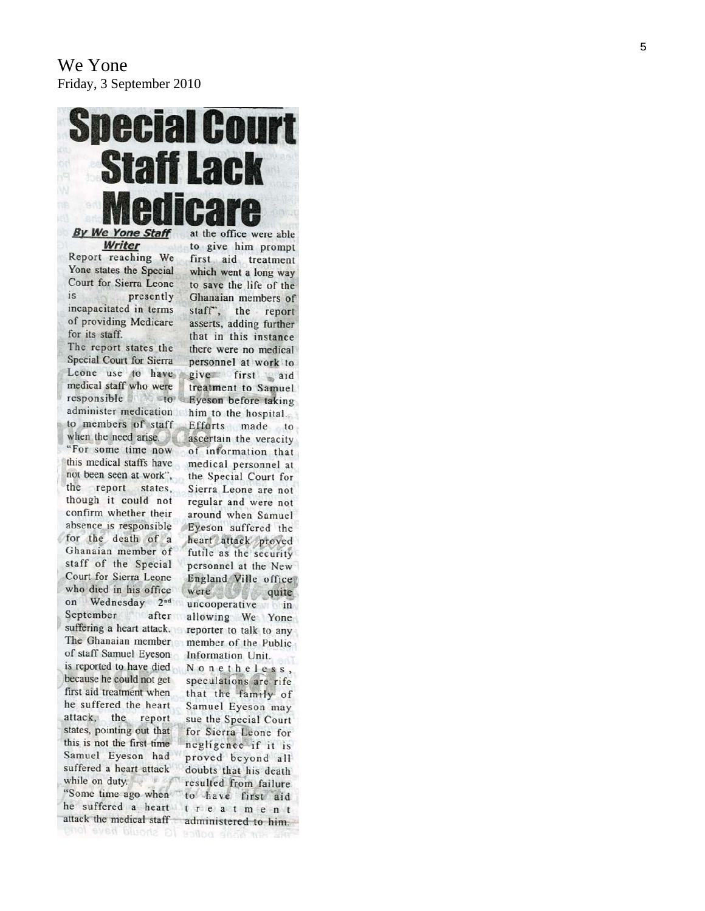We Yone
Friday, 3 September 2010

# Special Court Staff Lack Medicare

***By We Yone Staff Writer***

Report reaching We Yone states the Special Court for Sierra Leone is presently incapacitated in terms of providing Medicare for its staff.

The report states the Special Court for Sierra Leone use to have medical staff who were responsible to administer medication to members of staff when the need arise.

"For some time now this medical staffs have not been seen at work", the report states, though it could not confirm whether their absence is responsible for the death of a Ghanaian member of staff of the Special Court for Sierra Leone who died in his office on Wednesday 2nd September after suffering a heart attack.

The Ghanaian member of staff Samuel Eyeson is reported to have died because he could not get first aid treatment when he suffered the heart attack, the report states, pointing out that this is not the first time Samuel Eyeson had suffered a heart attack while on duty.

"Some time ago when he suffered a heart attack the medical staff at the office were able to give him prompt first aid treatment which went a long way to save the life of the Ghanaian members of staff", the report asserts, adding further that in this instance there were no medical personnel at work to give first aid treatment to Samuel Eyeson before taking him to the hospital.

Efforts made to ascertain the veracity of information that medical personnel at the Special Court for Sierra Leone are not regular and were not around when Samuel Eyeson suffered the heart attack proved futile as the security personnel at the New England Ville office were quite uncooperative in allowing We Yone reporter to talk to any member of the Public Information Unit.

Nonetheless, speculations are rife that the family of Samuel Eyeson may sue the Special Court for Sierra Leone for negligence if it is proved beyond all doubts that his death resulted from failure to have first aid treatment administered to him.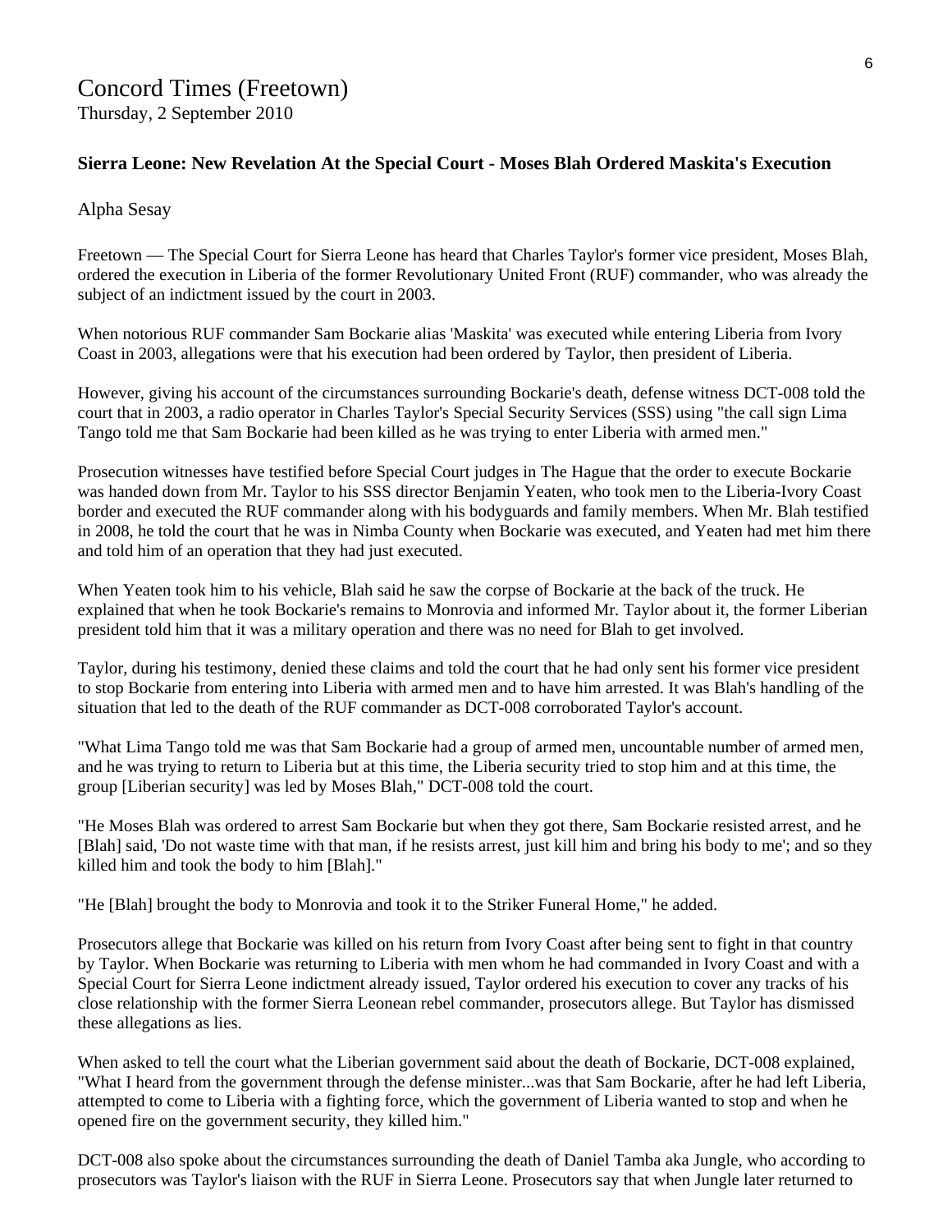# Concord Times (Freetown)

Thursday, 2 September 2010

**Sierra Leone: New Revelation At the Special Court - Moses Blah Ordered Maskita's Execution**

Alpha Sesay

Freetown — The Special Court for Sierra Leone has heard that Charles Taylor's former vice president, Moses Blah, ordered the execution in Liberia of the former Revolutionary United Front (RUF) commander, who was already the subject of an indictment issued by the court in 2003.

When notorious RUF commander Sam Bockarie alias 'Maskita' was executed while entering Liberia from Ivory Coast in 2003, allegations were that his execution had been ordered by Taylor, then president of Liberia.

However, giving his account of the circumstances surrounding Bockarie's death, defense witness DCT-008 told the court that in 2003, a radio operator in Charles Taylor's Special Security Services (SSS) using "the call sign Lima Tango told me that Sam Bockarie had been killed as he was trying to enter Liberia with armed men."

Prosecution witnesses have testified before Special Court judges in The Hague that the order to execute Bockarie was handed down from Mr. Taylor to his SSS director Benjamin Yeaten, who took men to the Liberia-Ivory Coast border and executed the RUF commander along with his bodyguards and family members. When Mr. Blah testified in 2008, he told the court that he was in Nimba County when Bockarie was executed, and Yeaten had met him there and told him of an operation that they had just executed.

When Yeaten took him to his vehicle, Blah said he saw the corpse of Bockarie at the back of the truck. He explained that when he took Bockarie's remains to Monrovia and informed Mr. Taylor about it, the former Liberian president told him that it was a military operation and there was no need for Blah to get involved.

Taylor, during his testimony, denied these claims and told the court that he had only sent his former vice president to stop Bockarie from entering into Liberia with armed men and to have him arrested. It was Blah's handling of the situation that led to the death of the RUF commander as DCT-008 corroborated Taylor's account.

"What Lima Tango told me was that Sam Bockarie had a group of armed men, uncountable number of armed men, and he was trying to return to Liberia but at this time, the Liberia security tried to stop him and at this time, the group [Liberian security] was led by Moses Blah," DCT-008 told the court.

"He Moses Blah was ordered to arrest Sam Bockarie but when they got there, Sam Bockarie resisted arrest, and he [Blah] said, 'Do not waste time with that man, if he resists arrest, just kill him and bring his body to me'; and so they killed him and took the body to him [Blah]."

"He [Blah] brought the body to Monrovia and took it to the Striker Funeral Home," he added.

Prosecutors allege that Bockarie was killed on his return from Ivory Coast after being sent to fight in that country by Taylor. When Bockarie was returning to Liberia with men whom he had commanded in Ivory Coast and with a Special Court for Sierra Leone indictment already issued, Taylor ordered his execution to cover any tracks of his close relationship with the former Sierra Leonean rebel commander, prosecutors allege. But Taylor has dismissed these allegations as lies.

When asked to tell the court what the Liberian government said about the death of Bockarie, DCT-008 explained, "What I heard from the government through the defense minister...was that Sam Bockarie, after he had left Liberia, attempted to come to Liberia with a fighting force, which the government of Liberia wanted to stop and when he opened fire on the government security, they killed him."

DCT-008 also spoke about the circumstances surrounding the death of Daniel Tamba aka Jungle, who according to prosecutors was Taylor's liaison with the RUF in Sierra Leone. Prosecutors say that when Jungle later returned to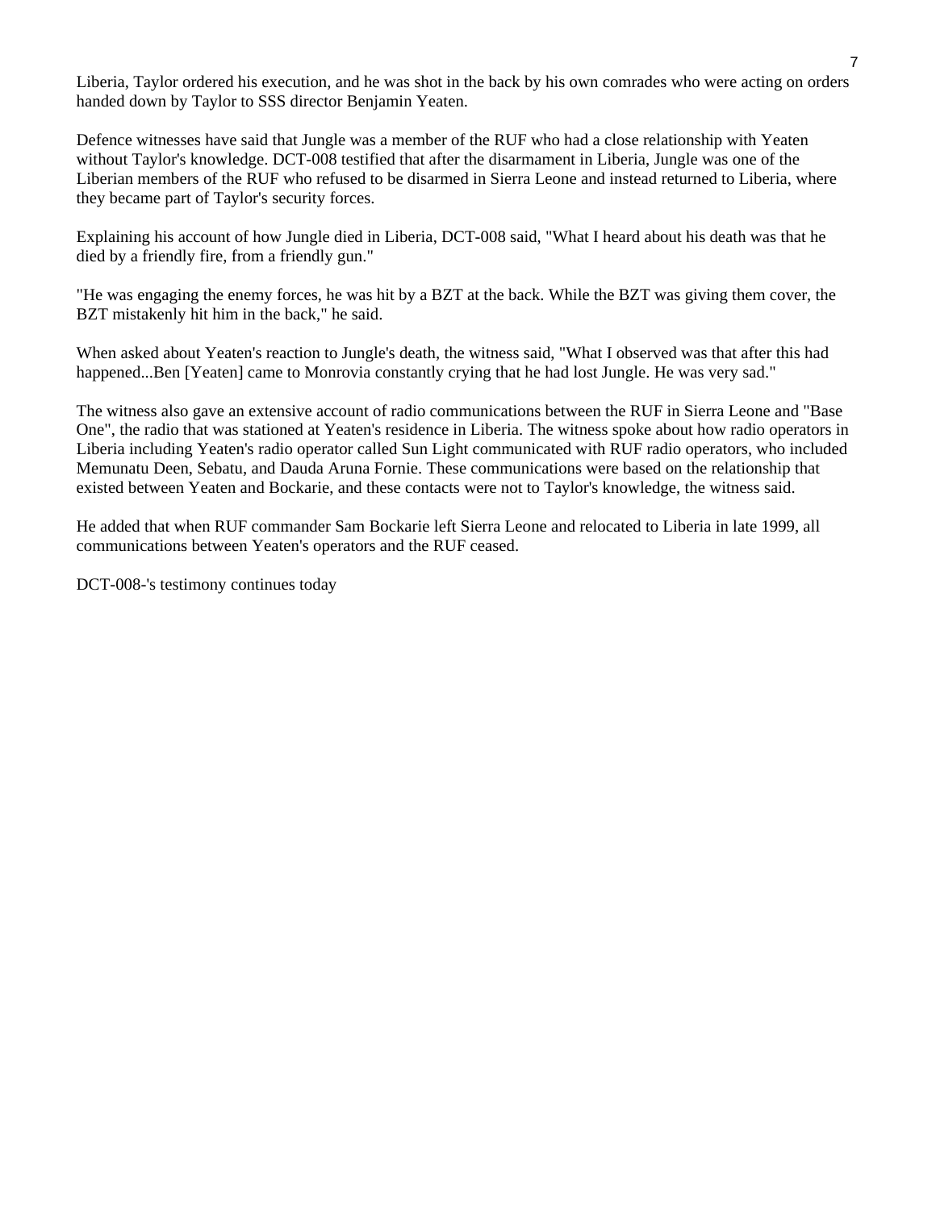Liberia, Taylor ordered his execution, and he was shot in the back by his own comrades who were acting on orders handed down by Taylor to SSS director Benjamin Yeaten.

Defence witnesses have said that Jungle was a member of the RUF who had a close relationship with Yeaten without Taylor's knowledge. DCT-008 testified that after the disarmament in Liberia, Jungle was one of the Liberian members of the RUF who refused to be disarmed in Sierra Leone and instead returned to Liberia, where they became part of Taylor's security forces.

Explaining his account of how Jungle died in Liberia, DCT-008 said, "What I heard about his death was that he died by a friendly fire, from a friendly gun."

"He was engaging the enemy forces, he was hit by a BZT at the back. While the BZT was giving them cover, the BZT mistakenly hit him in the back," he said.

When asked about Yeaten's reaction to Jungle's death, the witness said, "What I observed was that after this had happened...Ben [Yeaten] came to Monrovia constantly crying that he had lost Jungle. He was very sad."

The witness also gave an extensive account of radio communications between the RUF in Sierra Leone and "Base One", the radio that was stationed at Yeaten's residence in Liberia. The witness spoke about how radio operators in Liberia including Yeaten's radio operator called Sun Light communicated with RUF radio operators, who included Memunatu Deen, Sebatu, and Dauda Aruna Fornie. These communications were based on the relationship that existed between Yeaten and Bockarie, and these contacts were not to Taylor's knowledge, the witness said.

He added that when RUF commander Sam Bockarie left Sierra Leone and relocated to Liberia in late 1999, all communications between Yeaten's operators and the RUF ceased.

DCT-008-'s testimony continues today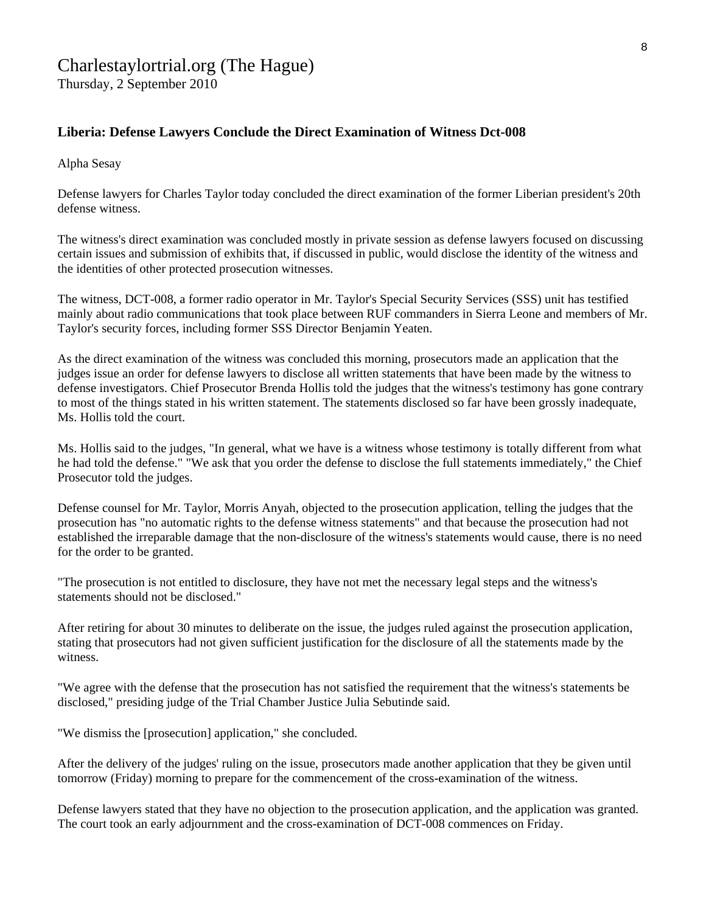Charlestaylortrial.org (The Hague)
Thursday, 2 September 2010

### Liberia: Defense Lawyers Conclude the Direct Examination of Witness Dct-008

Alpha Sesay

Defense lawyers for Charles Taylor today concluded the direct examination of the former Liberian president's 20th defense witness.

The witness's direct examination was concluded mostly in private session as defense lawyers focused on discussing certain issues and submission of exhibits that, if discussed in public, would disclose the identity of the witness and the identities of other protected prosecution witnesses.

The witness, DCT-008, a former radio operator in Mr. Taylor's Special Security Services (SSS) unit has testified mainly about radio communications that took place between RUF commanders in Sierra Leone and members of Mr. Taylor's security forces, including former SSS Director Benjamin Yeaten.

As the direct examination of the witness was concluded this morning, prosecutors made an application that the judges issue an order for defense lawyers to disclose all written statements that have been made by the witness to defense investigators. Chief Prosecutor Brenda Hollis told the judges that the witness's testimony has gone contrary to most of the things stated in his written statement. The statements disclosed so far have been grossly inadequate, Ms. Hollis told the court.

Ms. Hollis said to the judges, "In general, what we have is a witness whose testimony is totally different from what he had told the defense." "We ask that you order the defense to disclose the full statements immediately," the Chief Prosecutor told the judges.

Defense counsel for Mr. Taylor, Morris Anyah, objected to the prosecution application, telling the judges that the prosecution has "no automatic rights to the defense witness statements" and that because the prosecution had not established the irreparable damage that the non-disclosure of the witness's statements would cause, there is no need for the order to be granted.

"The prosecution is not entitled to disclosure, they have not met the necessary legal steps and the witness's statements should not be disclosed."

After retiring for about 30 minutes to deliberate on the issue, the judges ruled against the prosecution application, stating that prosecutors had not given sufficient justification for the disclosure of all the statements made by the witness.

"We agree with the defense that the prosecution has not satisfied the requirement that the witness's statements be disclosed," presiding judge of the Trial Chamber Justice Julia Sebutinde said.

"We dismiss the [prosecution] application," she concluded.

After the delivery of the judges' ruling on the issue, prosecutors made another application that they be given until tomorrow (Friday) morning to prepare for the commencement of the cross-examination of the witness.

Defense lawyers stated that they have no objection to the prosecution application, and the application was granted. The court took an early adjournment and the cross-examination of DCT-008 commences on Friday.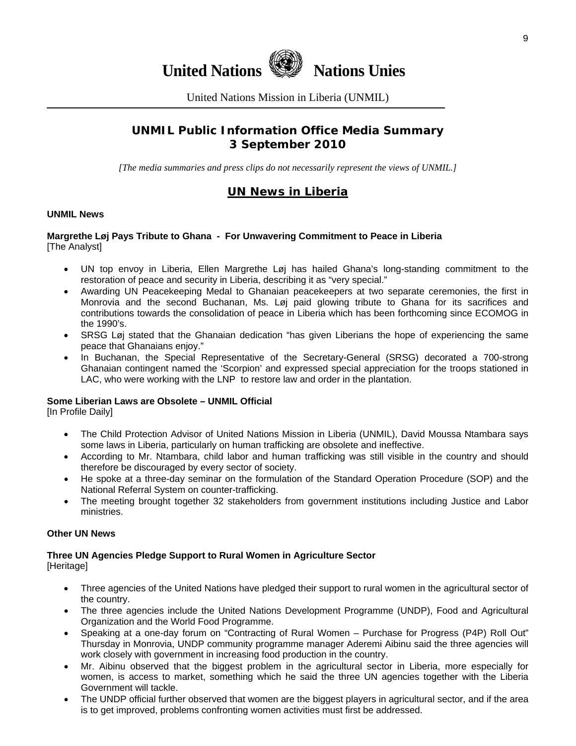# United Nations Nations Unies

United Nations Mission in Liberia (UNMIL)

## UNMIL Public Information Office Media Summary
## 3 September 2010

*[The media summaries and press clips do not necessarily represent the views of UNMIL.]*

## UN News in Liberia

### UNMIL News

**Margrethe Løj Pays Tribute to Ghana - For Unwavering Commitment to Peace in Liberia**
[The Analyst]

- UN top envoy in Liberia, Ellen Margrethe Løj has hailed Ghana's long-standing commitment to the restoration of peace and security in Liberia, describing it as "very special."
- Awarding UN Peacekeeping Medal to Ghanaian peacekeepers at two separate ceremonies, the first in Monrovia and the second Buchanan, Ms. Løj paid glowing tribute to Ghana for its sacrifices and contributions towards the consolidation of peace in Liberia which has been forthcoming since ECOMOG in the 1990's.
- SRSG Løj stated that the Ghanaian dedication "has given Liberians the hope of experiencing the same peace that Ghanaians enjoy."
- In Buchanan, the Special Representative of the Secretary-General (SRSG) decorated a 700-strong Ghanaian contingent named the 'Scorpion' and expressed special appreciation for the troops stationed in LAC, who were working with the LNP to restore law and order in the plantation.

**Some Liberian Laws are Obsolete – UNMIL Official**
[In Profile Daily]

- The Child Protection Advisor of United Nations Mission in Liberia (UNMIL), David Moussa Ntambara says some laws in Liberia, particularly on human trafficking are obsolete and ineffective.
- According to Mr. Ntambara, child labor and human trafficking was still visible in the country and should therefore be discouraged by every sector of society.
- He spoke at a three-day seminar on the formulation of the Standard Operation Procedure (SOP) and the National Referral System on counter-trafficking.
- The meeting brought together 32 stakeholders from government institutions including Justice and Labor ministries.

### Other UN News

**Three UN Agencies Pledge Support to Rural Women in Agriculture Sector**
[Heritage]

- Three agencies of the United Nations have pledged their support to rural women in the agricultural sector of the country.
- The three agencies include the United Nations Development Programme (UNDP), Food and Agricultural Organization and the World Food Programme.
- Speaking at a one-day forum on "Contracting of Rural Women – Purchase for Progress (P4P) Roll Out" Thursday in Monrovia, UNDP community programme manager Aderemi Aibinu said the three agencies will work closely with government in increasing food production in the country.
- Mr. Aibinu observed that the biggest problem in the agricultural sector in Liberia, more especially for women, is access to market, something which he said the three UN agencies together with the Liberia Government will tackle.
- The UNDP official further observed that women are the biggest players in agricultural sector, and if the area is to get improved, problems confronting women activities must first be addressed.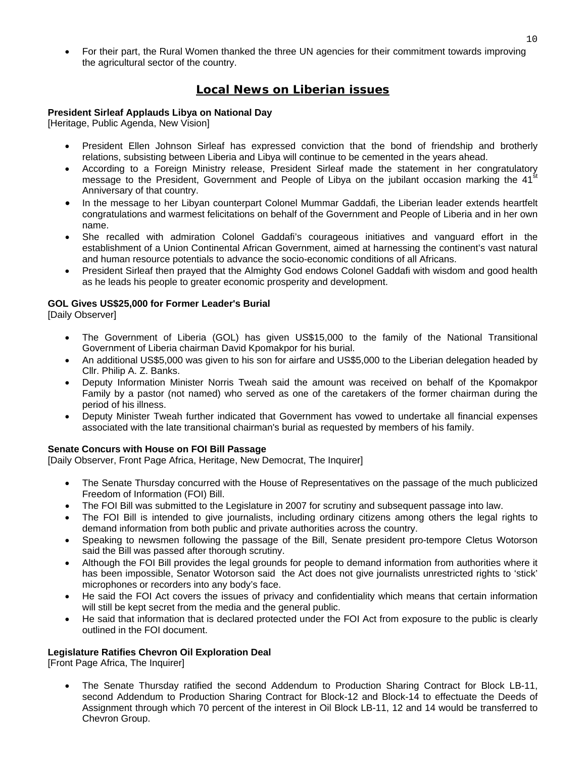- For their part, the Rural Women thanked the three UN agencies for their commitment towards improving the agricultural sector of the country.

## Local News on Liberian issues

**President Sirleaf Applauds Libya on National Day**
[Heritage, Public Agenda, New Vision]

- President Ellen Johnson Sirleaf has expressed conviction that the bond of friendship and brotherly relations, subsisting between Liberia and Libya will continue to be cemented in the years ahead.
- According to a Foreign Ministry release, President Sirleaf made the statement in her congratulatory message to the President, Government and People of Libya on the jubilant occasion marking the 41st Anniversary of that country.
- In the message to her Libyan counterpart Colonel Mummar Gaddafi, the Liberian leader extends heartfelt congratulations and warmest felicitations on behalf of the Government and People of Liberia and in her own name.
- She recalled with admiration Colonel Gaddafi's courageous initiatives and vanguard effort in the establishment of a Union Continental African Government, aimed at harnessing the continent's vast natural and human resource potentials to advance the socio-economic conditions of all Africans.
- President Sirleaf then prayed that the Almighty God endows Colonel Gaddafi with wisdom and good health as he leads his people to greater economic prosperity and development.

**GOL Gives US$25,000 for Former Leader's Burial**
[Daily Observer]

- The Government of Liberia (GOL) has given US$15,000 to the family of the National Transitional Government of Liberia chairman David Kpomakpor for his burial.
- An additional US$5,000 was given to his son for airfare and US$5,000 to the Liberian delegation headed by Cllr. Philip A. Z. Banks.
- Deputy Information Minister Norris Tweah said the amount was received on behalf of the Kpomakpor Family by a pastor (not named) who served as one of the caretakers of the former chairman during the period of his illness.
- Deputy Minister Tweah further indicated that Government has vowed to undertake all financial expenses associated with the late transitional chairman's burial as requested by members of his family.

**Senate Concurs with House on FOI Bill Passage**
[Daily Observer, Front Page Africa, Heritage, New Democrat, The Inquirer]

- The Senate Thursday concurred with the House of Representatives on the passage of the much publicized Freedom of Information (FOI) Bill.
- The FOI Bill was submitted to the Legislature in 2007 for scrutiny and subsequent passage into law.
- The FOI Bill is intended to give journalists, including ordinary citizens among others the legal rights to demand information from both public and private authorities across the country.
- Speaking to newsmen following the passage of the Bill, Senate president pro-tempore Cletus Wotorson said the Bill was passed after thorough scrutiny.
- Although the FOI Bill provides the legal grounds for people to demand information from authorities where it has been impossible, Senator Wotorson said the Act does not give journalists unrestricted rights to 'stick' microphones or recorders into any body's face.
- He said the FOI Act covers the issues of privacy and confidentiality which means that certain information will still be kept secret from the media and the general public.
- He said that information that is declared protected under the FOI Act from exposure to the public is clearly outlined in the FOI document.

**Legislature Ratifies Chevron Oil Exploration Deal**
[Front Page Africa, The Inquirer]

- The Senate Thursday ratified the second Addendum to Production Sharing Contract for Block LB-11, second Addendum to Production Sharing Contract for Block-12 and Block-14 to effectuate the Deeds of Assignment through which 70 percent of the interest in Oil Block LB-11, 12 and 14 would be transferred to Chevron Group.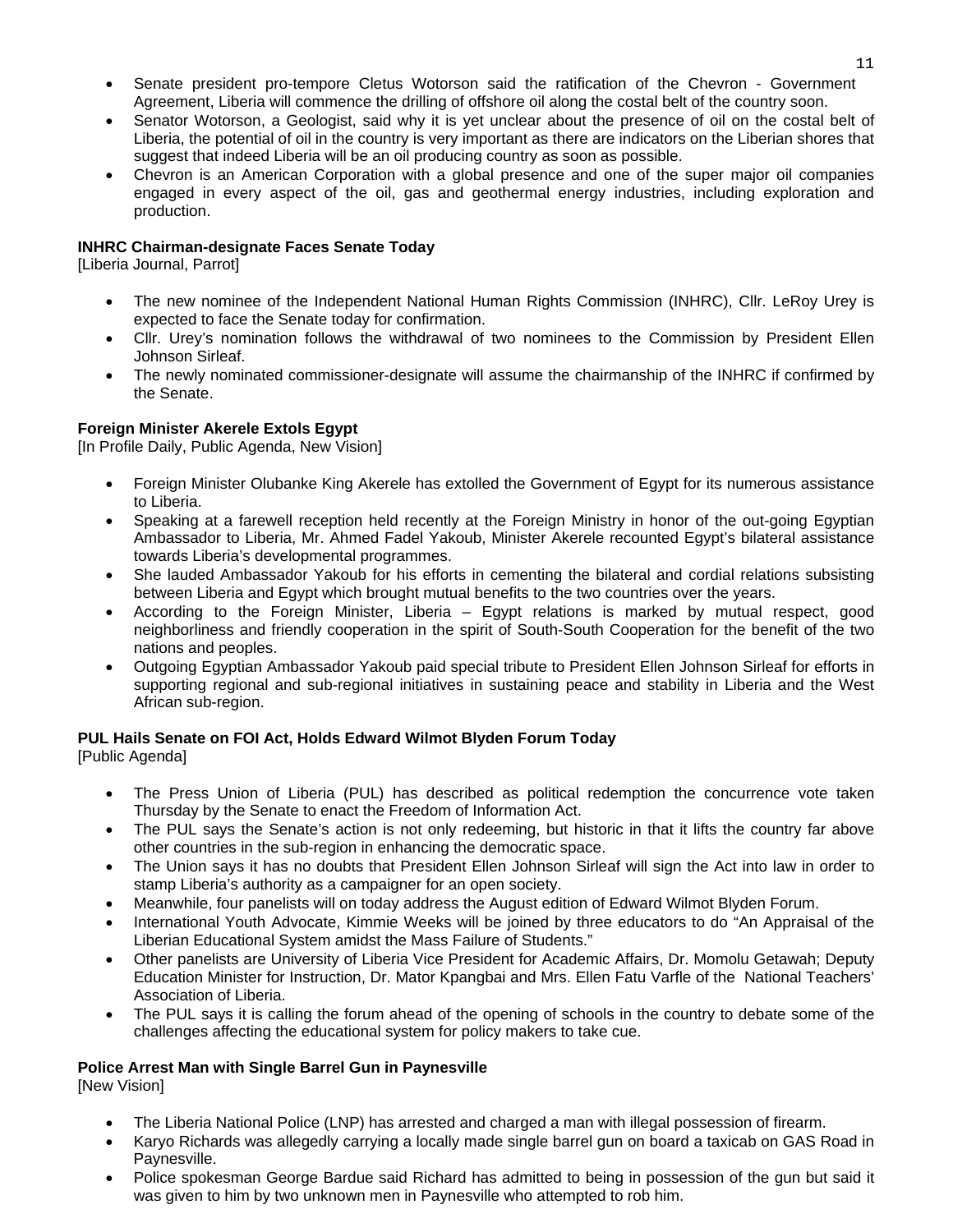- Senate president pro-tempore Cletus Wotorson said the ratification of the Chevron - Government Agreement, Liberia will commence the drilling of offshore oil along the costal belt of the country soon.
- Senator Wotorson, a Geologist, said why it is yet unclear about the presence of oil on the costal belt of Liberia, the potential of oil in the country is very important as there are indicators on the Liberian shores that suggest that indeed Liberia will be an oil producing country as soon as possible.
- Chevron is an American Corporation with a global presence and one of the super major oil companies engaged in every aspect of the oil, gas and geothermal energy industries, including exploration and production.

**INHRC Chairman-designate Faces Senate Today**
[Liberia Journal, Parrot]

- The new nominee of the Independent National Human Rights Commission (INHRC), Cllr. LeRoy Urey is expected to face the Senate today for confirmation.
- Cllr. Urey's nomination follows the withdrawal of two nominees to the Commission by President Ellen Johnson Sirleaf.
- The newly nominated commissioner-designate will assume the chairmanship of the INHRC if confirmed by the Senate.

**Foreign Minister Akerele Extols Egypt**
[In Profile Daily, Public Agenda, New Vision]

- Foreign Minister Olubanke King Akerele has extolled the Government of Egypt for its numerous assistance to Liberia.
- Speaking at a farewell reception held recently at the Foreign Ministry in honor of the out-going Egyptian Ambassador to Liberia, Mr. Ahmed Fadel Yakoub, Minister Akerele recounted Egypt's bilateral assistance towards Liberia's developmental programmes.
- She lauded Ambassador Yakoub for his efforts in cementing the bilateral and cordial relations subsisting between Liberia and Egypt which brought mutual benefits to the two countries over the years.
- According to the Foreign Minister, Liberia – Egypt relations is marked by mutual respect, good neighborliness and friendly cooperation in the spirit of South-South Cooperation for the benefit of the two nations and peoples.
- Outgoing Egyptian Ambassador Yakoub paid special tribute to President Ellen Johnson Sirleaf for efforts in supporting regional and sub-regional initiatives in sustaining peace and stability in Liberia and the West African sub-region.

**PUL Hails Senate on FOI Act, Holds Edward Wilmot Blyden Forum Today**
[Public Agenda]

- The Press Union of Liberia (PUL) has described as political redemption the concurrence vote taken Thursday by the Senate to enact the Freedom of Information Act.
- The PUL says the Senate's action is not only redeeming, but historic in that it lifts the country far above other countries in the sub-region in enhancing the democratic space.
- The Union says it has no doubts that President Ellen Johnson Sirleaf will sign the Act into law in order to stamp Liberia's authority as a campaigner for an open society.
- Meanwhile, four panelists will on today address the August edition of Edward Wilmot Blyden Forum.
- International Youth Advocate, Kimmie Weeks will be joined by three educators to do "An Appraisal of the Liberian Educational System amidst the Mass Failure of Students."
- Other panelists are University of Liberia Vice President for Academic Affairs, Dr. Momolu Getawah; Deputy Education Minister for Instruction, Dr. Mator Kpangbai and Mrs. Ellen Fatu Varfle of the National Teachers' Association of Liberia.
- The PUL says it is calling the forum ahead of the opening of schools in the country to debate some of the challenges affecting the educational system for policy makers to take cue.

**Police Arrest Man with Single Barrel Gun in Paynesville**
[New Vision]

- The Liberia National Police (LNP) has arrested and charged a man with illegal possession of firearm.
- Karyo Richards was allegedly carrying a locally made single barrel gun on board a taxicab on GAS Road in Paynesville.
- Police spokesman George Bardue said Richard has admitted to being in possession of the gun but said it was given to him by two unknown men in Paynesville who attempted to rob him.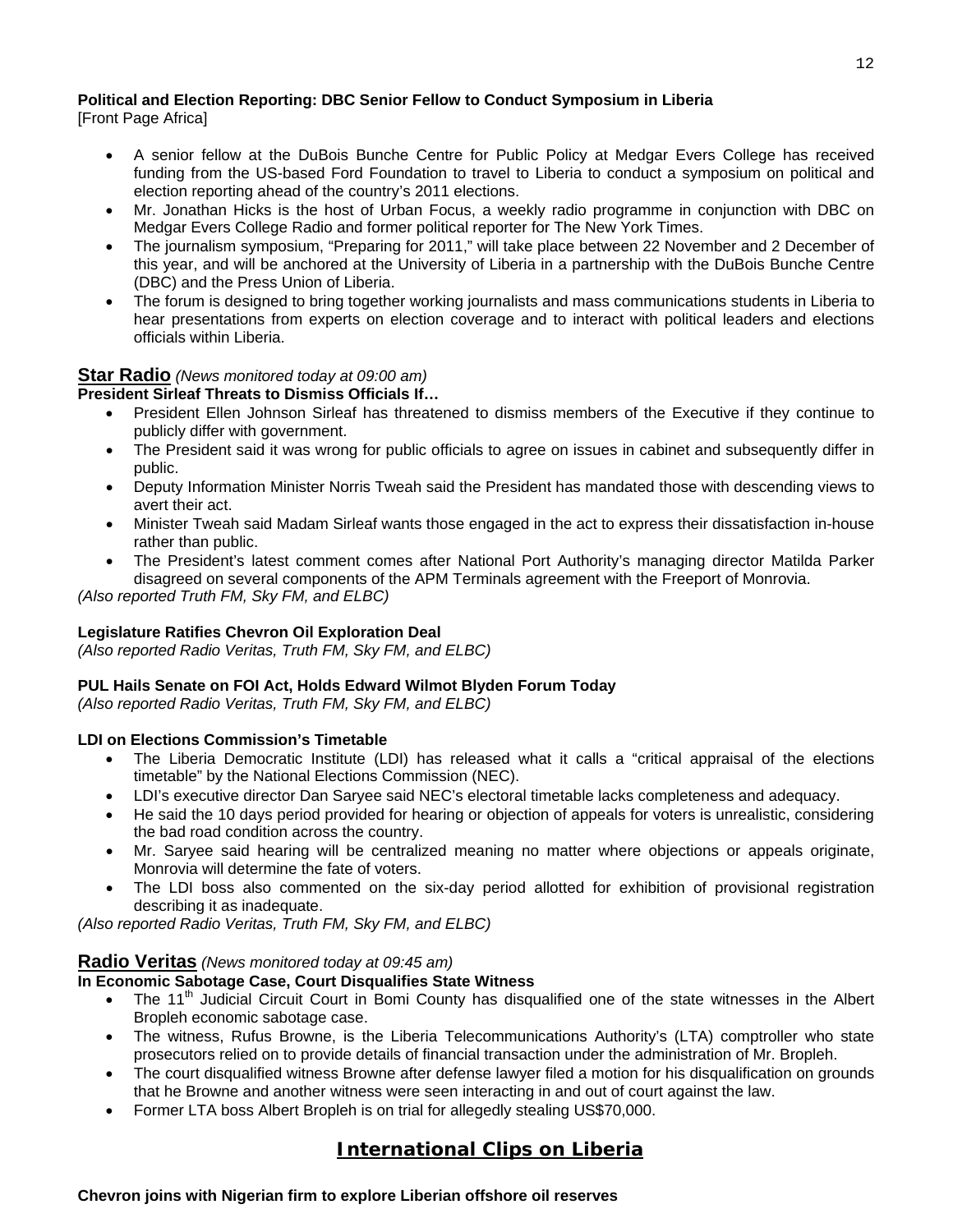**Political and Election Reporting: DBC Senior Fellow to Conduct Symposium in Liberia**
[Front Page Africa]

- A senior fellow at the DuBois Bunche Centre for Public Policy at Medgar Evers College has received funding from the US-based Ford Foundation to travel to Liberia to conduct a symposium on political and election reporting ahead of the country's 2011 elections.
- Mr. Jonathan Hicks is the host of Urban Focus, a weekly radio programme in conjunction with DBC on Medgar Evers College Radio and former political reporter for The New York Times.
- The journalism symposium, "Preparing for 2011," will take place between 22 November and 2 December of this year, and will be anchored at the University of Liberia in a partnership with the DuBois Bunche Centre (DBC) and the Press Union of Liberia.
- The forum is designed to bring together working journalists and mass communications students in Liberia to hear presentations from experts on election coverage and to interact with political leaders and elections officials within Liberia.

## Star Radio *(News monitored today at 09:00 am)*

**President Sirleaf Threats to Dismiss Officials If…**

- President Ellen Johnson Sirleaf has threatened to dismiss members of the Executive if they continue to publicly differ with government.
- The President said it was wrong for public officials to agree on issues in cabinet and subsequently differ in public.
- Deputy Information Minister Norris Tweah said the President has mandated those with descending views to avert their act.
- Minister Tweah said Madam Sirleaf wants those engaged in the act to express their dissatisfaction in-house rather than public.
- The President's latest comment comes after National Port Authority's managing director Matilda Parker disagreed on several components of the APM Terminals agreement with the Freeport of Monrovia.

*(Also reported Truth FM, Sky FM, and ELBC)*

**Legislature Ratifies Chevron Oil Exploration Deal**
*(Also reported Radio Veritas, Truth FM, Sky FM, and ELBC)*

**PUL Hails Senate on FOI Act, Holds Edward Wilmot Blyden Forum Today**
*(Also reported Radio Veritas, Truth FM, Sky FM, and ELBC)*

**LDI on Elections Commission's Timetable**

- The Liberia Democratic Institute (LDI) has released what it calls a "critical appraisal of the elections timetable" by the National Elections Commission (NEC).
- LDI's executive director Dan Saryee said NEC's electoral timetable lacks completeness and adequacy.
- He said the 10 days period provided for hearing or objection of appeals for voters is unrealistic, considering the bad road condition across the country.
- Mr. Saryee said hearing will be centralized meaning no matter where objections or appeals originate, Monrovia will determine the fate of voters.
- The LDI boss also commented on the six-day period allotted for exhibition of provisional registration describing it as inadequate.

*(Also reported Radio Veritas, Truth FM, Sky FM, and ELBC)*

## Radio Veritas *(News monitored today at 09:45 am)*

**In Economic Sabotage Case, Court Disqualifies State Witness**

- The 11th Judicial Circuit Court in Bomi County has disqualified one of the state witnesses in the Albert Bropleh economic sabotage case.
- The witness, Rufus Browne, is the Liberia Telecommunications Authority's (LTA) comptroller who state prosecutors relied on to provide details of financial transaction under the administration of Mr. Bropleh.
- The court disqualified witness Browne after defense lawyer filed a motion for his disqualification on grounds that he Browne and another witness were seen interacting in and out of court against the law.
- Former LTA boss Albert Bropleh is on trial for allegedly stealing US$70,000.

## International Clips on Liberia

**Chevron joins with Nigerian firm to explore Liberian offshore oil reserves**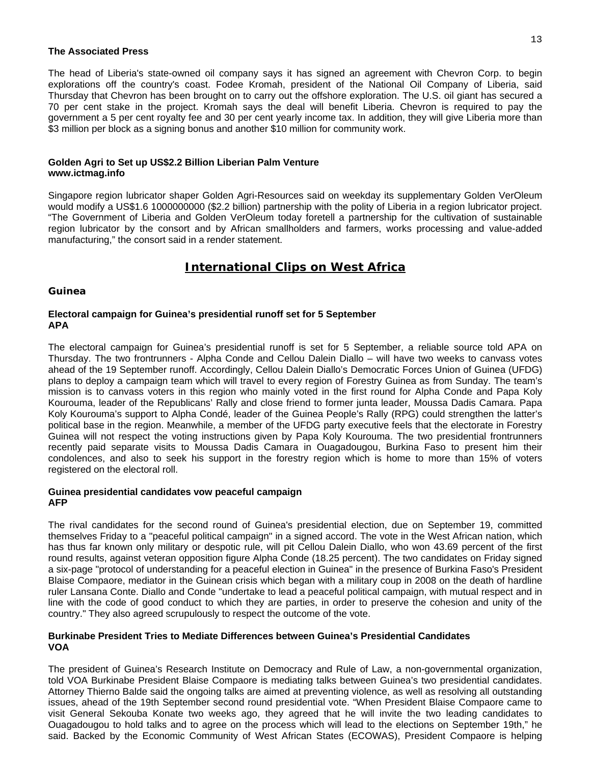**The Associated Press**

The head of Liberia's state-owned oil company says it has signed an agreement with Chevron Corp. to begin explorations off the country's coast. Fodee Kromah, president of the National Oil Company of Liberia, said Thursday that Chevron has been brought on to carry out the offshore exploration. The U.S. oil giant has secured a 70 per cent stake in the project. Kromah says the deal will benefit Liberia. Chevron is required to pay the government a 5 per cent royalty fee and 30 per cent yearly income tax. In addition, they will give Liberia more than $3 million per block as a signing bonus and another $10 million for community work.

**Golden Agri to Set up US$2.2 Billion Liberian Palm Venture**
**www.ictmag.info**

Singapore region lubricator shaper Golden Agri-Resources said on weekday its supplementary Golden VerOleum would modify a US$1.6 1000000000 ($2.2 billion) partnership with the polity of Liberia in a region lubricator project. “The Government of Liberia and Golden VerOleum today foretell a partnership for the cultivation of sustainable region lubricator by the consort and by African smallholders and farmers, works processing and value-added manufacturing,” the consort said in a render statement.

## International Clips on West Africa

### Guinea

**Electoral campaign for Guinea’s presidential runoff set for 5 September**
**APA**

The electoral campaign for Guinea’s presidential runoff is set for 5 September, a reliable source told APA on Thursday. The two frontrunners - Alpha Conde and Cellou Dalein Diallo – will have two weeks to canvass votes ahead of the 19 September runoff. Accordingly, Cellou Dalein Diallo’s Democratic Forces Union of Guinea (UFDG) plans to deploy a campaign team which will travel to every region of Forestry Guinea as from Sunday. The team’s mission is to canvass voters in this region who mainly voted in the first round for Alpha Conde and Papa Koly Kourouma, leader of the Republicans’ Rally and close friend to former junta leader, Moussa Dadis Camara. Papa Koly Kourouma’s support to Alpha Condé, leader of the Guinea People’s Rally (RPG) could strengthen the latter’s political base in the region. Meanwhile, a member of the UFDG party executive feels that the electorate in Forestry Guinea will not respect the voting instructions given by Papa Koly Kourouma. The two presidential frontrunners recently paid separate visits to Moussa Dadis Camara in Ouagadougou, Burkina Faso to present him their condolences, and also to seek his support in the forestry region which is home to more than 15% of voters registered on the electoral roll.

**Guinea presidential candidates vow peaceful campaign**
**AFP**

The rival candidates for the second round of Guinea's presidential election, due on September 19, committed themselves Friday to a "peaceful political campaign" in a signed accord. The vote in the West African nation, which has thus far known only military or despotic rule, will pit Cellou Dalein Diallo, who won 43.69 percent of the first round results, against veteran opposition figure Alpha Conde (18.25 percent). The two candidates on Friday signed a six-page "protocol of understanding for a peaceful election in Guinea" in the presence of Burkina Faso's President Blaise Compaore, mediator in the Guinean crisis which began with a military coup in 2008 on the death of hardline ruler Lansana Conte. Diallo and Conde "undertake to lead a peaceful political campaign, with mutual respect and in line with the code of good conduct to which they are parties, in order to preserve the cohesion and unity of the country." They also agreed scrupulously to respect the outcome of the vote.

**Burkinabe President Tries to Mediate Differences between Guinea’s Presidential Candidates**
**VOA**

The president of Guinea’s Research Institute on Democracy and Rule of Law, a non-governmental organization, told VOA Burkinabe President Blaise Compaore is mediating talks between Guinea’s two presidential candidates. Attorney Thierno Balde said the ongoing talks are aimed at preventing violence, as well as resolving all outstanding issues, ahead of the 19th September second round presidential vote. “When President Blaise Compaore came to visit General Sekouba Konate two weeks ago, they agreed that he will invite the two leading candidates to Ouagadougou to hold talks and to agree on the process which will lead to the elections on September 19th,” he said. Backed by the Economic Community of West African States (ECOWAS), President Compaore is helping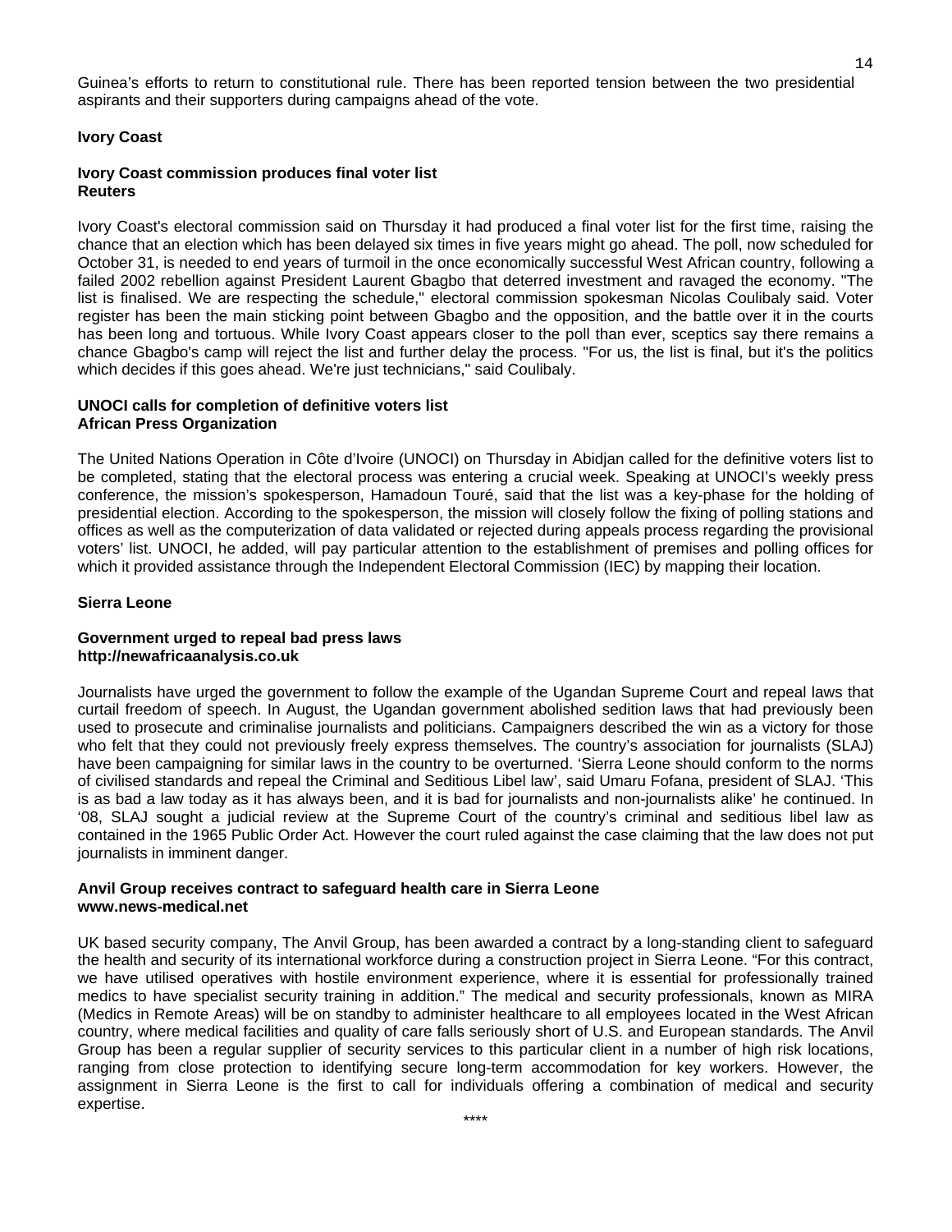Guinea's efforts to return to constitutional rule. There has been reported tension between the two presidential aspirants and their supporters during campaigns ahead of the vote.

## Ivory Coast

### Ivory Coast commission produces final voter list
**Reuters**

Ivory Coast's electoral commission said on Thursday it had produced a final voter list for the first time, raising the chance that an election which has been delayed six times in five years might go ahead. The poll, now scheduled for October 31, is needed to end years of turmoil in the once economically successful West African country, following a failed 2002 rebellion against President Laurent Gbagbo that deterred investment and ravaged the economy. "The list is finalised. We are respecting the schedule," electoral commission spokesman Nicolas Coulibaly said. Voter register has been the main sticking point between Gbagbo and the opposition, and the battle over it in the courts has been long and tortuous. While Ivory Coast appears closer to the poll than ever, sceptics say there remains a chance Gbagbo's camp will reject the list and further delay the process. "For us, the list is final, but it's the politics which decides if this goes ahead. We're just technicians," said Coulibaly.

### UNOCI calls for completion of definitive voters list
**African Press Organization**

The United Nations Operation in Côte d'Ivoire (UNOCI) on Thursday in Abidjan called for the definitive voters list to be completed, stating that the electoral process was entering a crucial week. Speaking at UNOCI's weekly press conference, the mission's spokesperson, Hamadoun Touré, said that the list was a key-phase for the holding of presidential election. According to the spokesperson, the mission will closely follow the fixing of polling stations and offices as well as the computerization of data validated or rejected during appeals process regarding the provisional voters' list. UNOCI, he added, will pay particular attention to the establishment of premises and polling offices for which it provided assistance through the Independent Electoral Commission (IEC) by mapping their location.

## Sierra Leone

### Government urged to repeal bad press laws
**http://newafricaanalysis.co.uk**

Journalists have urged the government to follow the example of the Ugandan Supreme Court and repeal laws that curtail freedom of speech. In August, the Ugandan government abolished sedition laws that had previously been used to prosecute and criminalise journalists and politicians. Campaigners described the win as a victory for those who felt that they could not previously freely express themselves. The country's association for journalists (SLAJ) have been campaigning for similar laws in the country to be overturned. 'Sierra Leone should conform to the norms of civilised standards and repeal the Criminal and Seditious Libel law', said Umaru Fofana, president of SLAJ. 'This is as bad a law today as it has always been, and it is bad for journalists and non-journalists alike' he continued. In '08, SLAJ sought a judicial review at the Supreme Court of the country's criminal and seditious libel law as contained in the 1965 Public Order Act. However the court ruled against the case claiming that the law does not put journalists in imminent danger.

### Anvil Group receives contract to safeguard health care in Sierra Leone
**www.news-medical.net**

UK based security company, The Anvil Group, has been awarded a contract by a long-standing client to safeguard the health and security of its international workforce during a construction project in Sierra Leone. "For this contract, we have utilised operatives with hostile environment experience, where it is essential for professionally trained medics to have specialist security training in addition." The medical and security professionals, known as MIRA (Medics in Remote Areas) will be on standby to administer healthcare to all employees located in the West African country, where medical facilities and quality of care falls seriously short of U.S. and European standards. The Anvil Group has been a regular supplier of security services to this particular client in a number of high risk locations, ranging from close protection to identifying secure long-term accommodation for key workers. However, the assignment in Sierra Leone is the first to call for individuals offering a combination of medical and security expertise.

****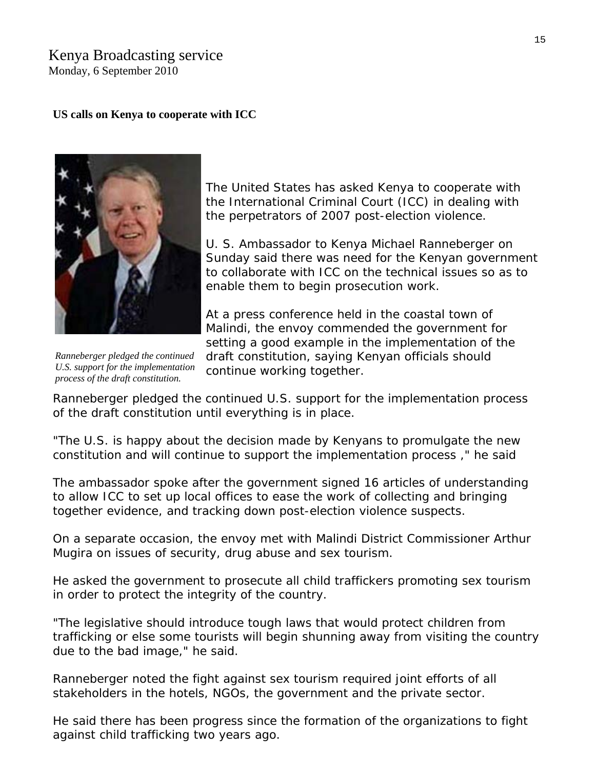Kenya Broadcasting service
Monday, 6 September 2010

**US calls on Kenya to cooperate with ICC**

*Ranneberger pledged the continued U.S. support for the implementation process of the draft constitution.*

The United States has asked Kenya to cooperate with the International Criminal Court (ICC) in dealing with the perpetrators of 2007 post-election violence.

U. S. Ambassador to Kenya Michael Ranneberger on Sunday said there was need for the Kenyan government to collaborate with ICC on the technical issues so as to enable them to begin prosecution work.

At a press conference held in the coastal town of Malindi, the envoy commended the government for setting a good example in the implementation of the draft constitution, saying Kenyan officials should continue working together.

Ranneberger pledged the continued U.S. support for the implementation process of the draft constitution until everything is in place.

"The U.S. is happy about the decision made by Kenyans to promulgate the new constitution and will continue to support the implementation process ," he said

The ambassador spoke after the government signed 16 articles of understanding to allow ICC to set up local offices to ease the work of collecting and bringing together evidence, and tracking down post-election violence suspects.

On a separate occasion, the envoy met with Malindi District Commissioner Arthur Mugira on issues of security, drug abuse and sex tourism.

He asked the government to prosecute all child traffickers promoting sex tourism in order to protect the integrity of the country.

"The legislative should introduce tough laws that would protect children from trafficking or else some tourists will begin shunning away from visiting the country due to the bad image," he said.

Ranneberger noted the fight against sex tourism required joint efforts of all stakeholders in the hotels, NGOs, the government and the private sector.

He said there has been progress since the formation of the organizations to fight against child trafficking two years ago.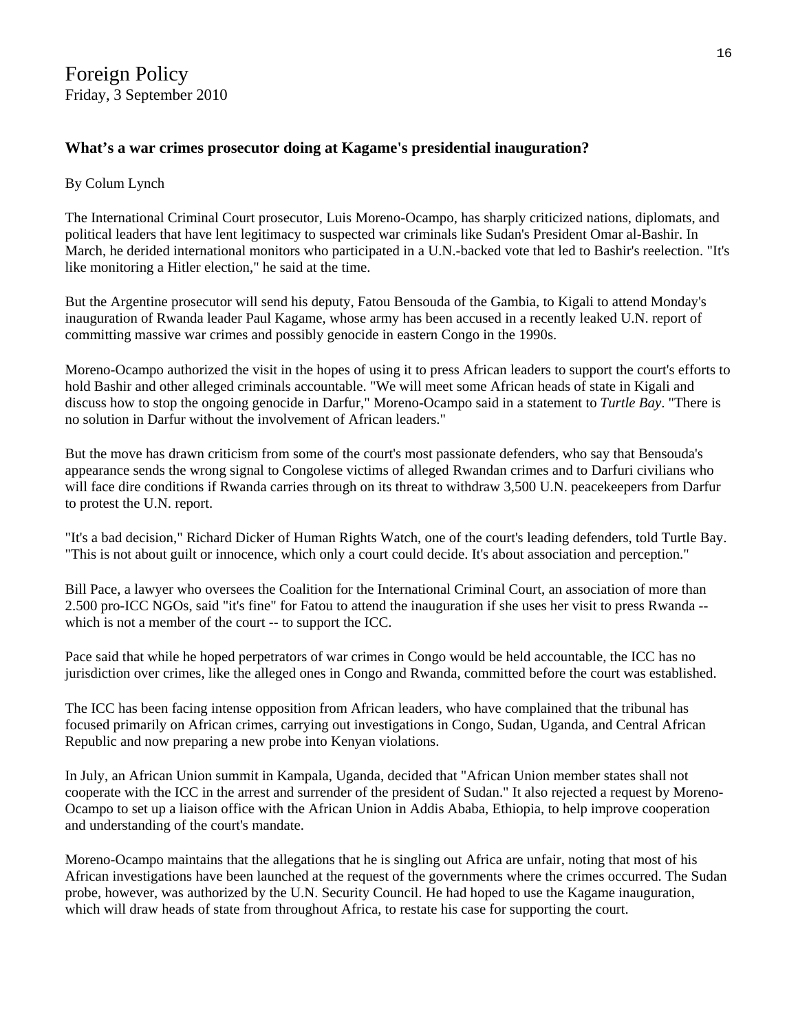Foreign Policy
Friday, 3 September 2010

### What's a war crimes prosecutor doing at Kagame's presidential inauguration?

By Colum Lynch

The International Criminal Court prosecutor, Luis Moreno-Ocampo, has sharply criticized nations, diplomats, and political leaders that have lent legitimacy to suspected war criminals like Sudan's President Omar al-Bashir. In March, he derided international monitors who participated in a U.N.-backed vote that led to Bashir's reelection. "It's like monitoring a Hitler election," he said at the time.

But the Argentine prosecutor will send his deputy, Fatou Bensouda of the Gambia, to Kigali to attend Monday's inauguration of Rwanda leader Paul Kagame, whose army has been accused in a recently leaked U.N. report of committing massive war crimes and possibly genocide in eastern Congo in the 1990s.

Moreno-Ocampo authorized the visit in the hopes of using it to press African leaders to support the court's efforts to hold Bashir and other alleged criminals accountable. "We will meet some African heads of state in Kigali and discuss how to stop the ongoing genocide in Darfur," Moreno-Ocampo said in a statement to *Turtle Bay*. "There is no solution in Darfur without the involvement of African leaders."

But the move has drawn criticism from some of the court's most passionate defenders, who say that Bensouda's appearance sends the wrong signal to Congolese victims of alleged Rwandan crimes and to Darfuri civilians who will face dire conditions if Rwanda carries through on its threat to withdraw 3,500 U.N. peacekeepers from Darfur to protest the U.N. report.

"It's a bad decision," Richard Dicker of Human Rights Watch, one of the court's leading defenders, told Turtle Bay. "This is not about guilt or innocence, which only a court could decide. It's about association and perception."

Bill Pace, a lawyer who oversees the Coalition for the International Criminal Court, an association of more than 2.500 pro-ICC NGOs, said "it's fine" for Fatou to attend the inauguration if she uses her visit to press Rwanda -- which is not a member of the court -- to support the ICC.

Pace said that while he hoped perpetrators of war crimes in Congo would be held accountable, the ICC has no jurisdiction over crimes, like the alleged ones in Congo and Rwanda, committed before the court was established.

The ICC has been facing intense opposition from African leaders, who have complained that the tribunal has focused primarily on African crimes, carrying out investigations in Congo, Sudan, Uganda, and Central African Republic and now preparing a new probe into Kenyan violations.

In July, an African Union summit in Kampala, Uganda, decided that "African Union member states shall not cooperate with the ICC in the arrest and surrender of the president of Sudan." It also rejected a request by Moreno-Ocampo to set up a liaison office with the African Union in Addis Ababa, Ethiopia, to help improve cooperation and understanding of the court's mandate.

Moreno-Ocampo maintains that the allegations that he is singling out Africa are unfair, noting that most of his African investigations have been launched at the request of the governments where the crimes occurred. The Sudan probe, however, was authorized by the U.N. Security Council. He had hoped to use the Kagame inauguration, which will draw heads of state from throughout Africa, to restate his case for supporting the court.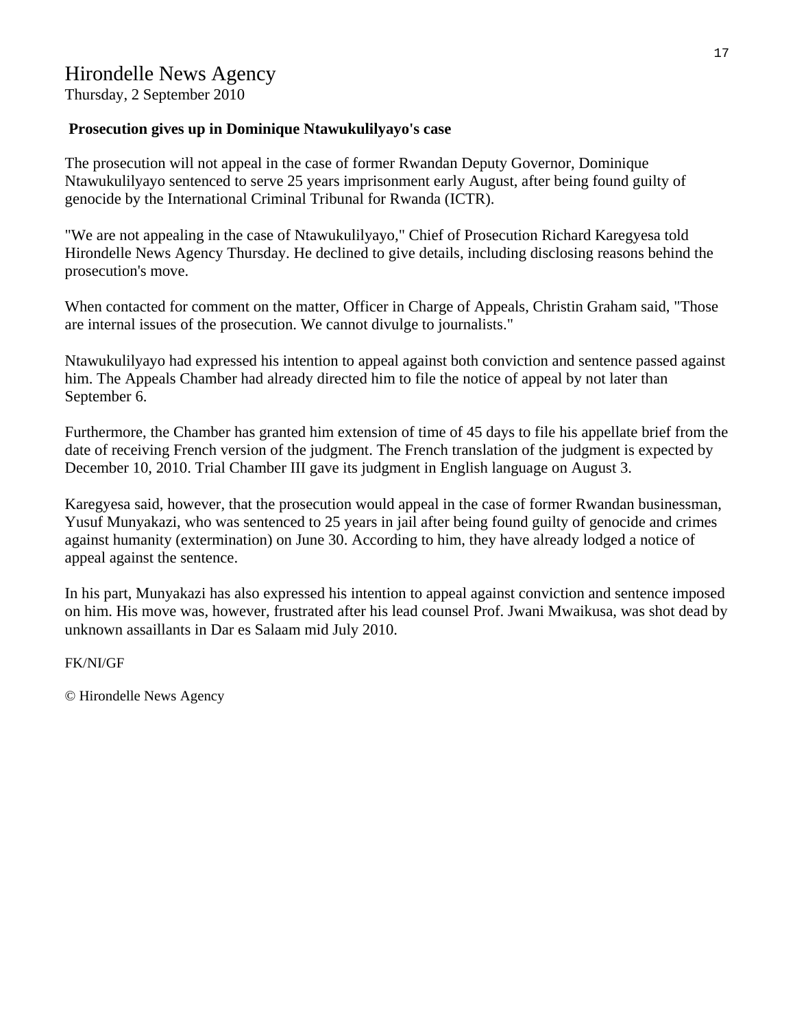# Hirondelle News Agency

Thursday, 2 September 2010

**Prosecution gives up in Dominique Ntawukulilyayo's case**

The prosecution will not appeal in the case of former Rwandan Deputy Governor, Dominique Ntawukulilyayo sentenced to serve 25 years imprisonment early August, after being found guilty of genocide by the International Criminal Tribunal for Rwanda (ICTR).

"We are not appealing in the case of Ntawukulilyayo," Chief of Prosecution Richard Karegyesa told Hirondelle News Agency Thursday. He declined to give details, including disclosing reasons behind the prosecution's move.

When contacted for comment on the matter, Officer in Charge of Appeals, Christin Graham said, "Those are internal issues of the prosecution. We cannot divulge to journalists."

Ntawukulilyayo had expressed his intention to appeal against both conviction and sentence passed against him. The Appeals Chamber had already directed him to file the notice of appeal by not later than September 6.

Furthermore, the Chamber has granted him extension of time of 45 days to file his appellate brief from the date of receiving French version of the judgment. The French translation of the judgment is expected by December 10, 2010. Trial Chamber III gave its judgment in English language on August 3.

Karegyesa said, however, that the prosecution would appeal in the case of former Rwandan businessman, Yusuf Munyakazi, who was sentenced to 25 years in jail after being found guilty of genocide and crimes against humanity (extermination) on June 30. According to him, they have already lodged a notice of appeal against the sentence.

In his part, Munyakazi has also expressed his intention to appeal against conviction and sentence imposed on him. His move was, however, frustrated after his lead counsel Prof. Jwani Mwaikusa, was shot dead by unknown assaillants in Dar es Salaam mid July 2010.

FK/NI/GF

© Hirondelle News Agency